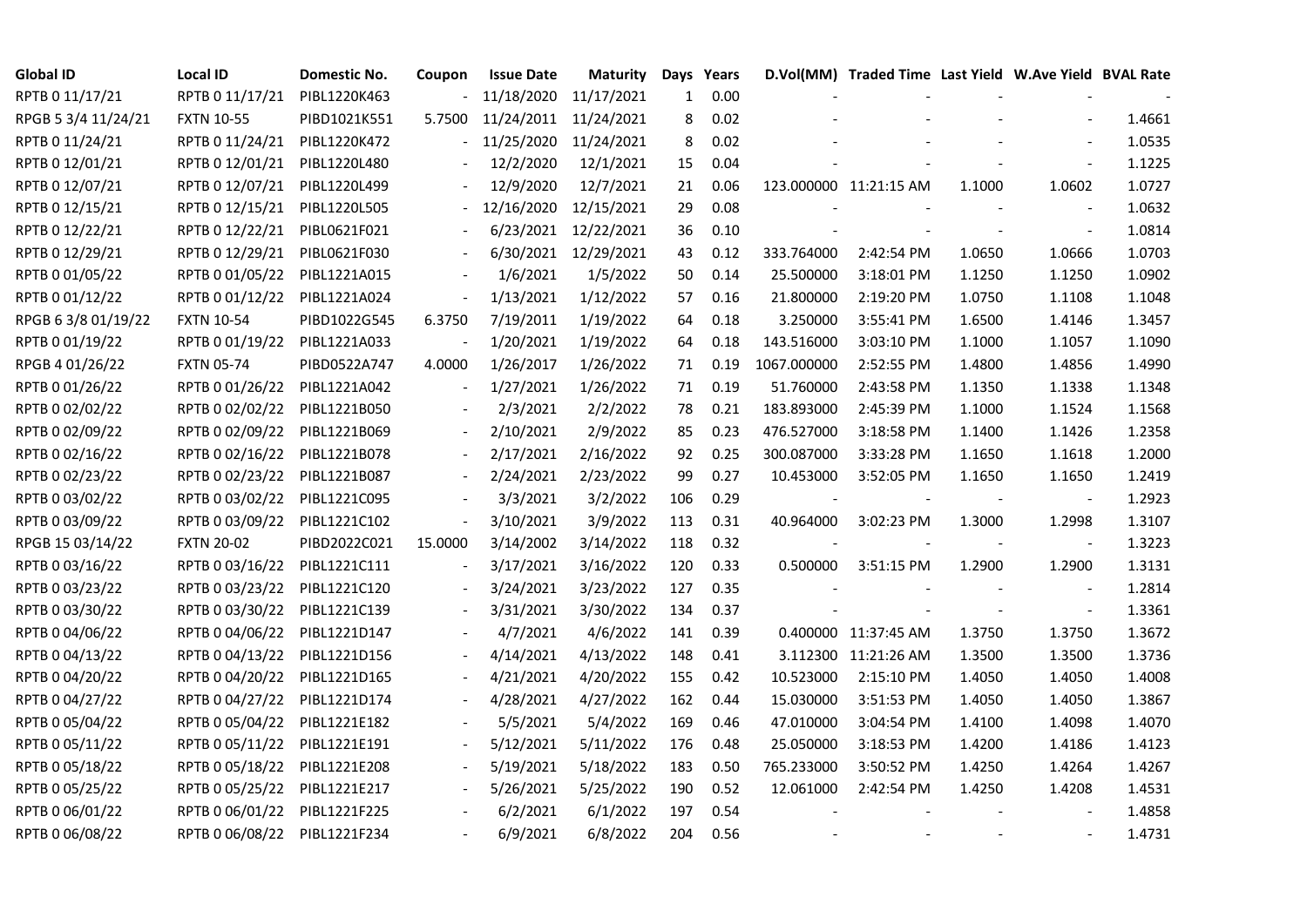| Global ID | Local ID | Domestic No. | Coupon | Issue Date | Maturity | Days | Years | D.Vol(MM) | Traded Time | Last Yield | W.Ave Yield | BVAL Rate |
|---|---|---|---|---|---|---|---|---|---|---|---|---|
| RPTB 0 11/17/21 | RPTB 0 11/17/21 | PIBL1220K463 | - | 11/18/2020 | 11/17/2021 | 1 | 0.00 | - | - | - | - | - |
| RPGB 5 3/4 11/24/21 | FXTN 10-55 | PIBD1021K551 | 5.7500 | 11/24/2011 | 11/24/2021 | 8 | 0.02 | - | - | - | - | 1.4661 |
| RPTB 0 11/24/21 | RPTB 0 11/24/21 | PIBL1220K472 | - | 11/25/2020 | 11/24/2021 | 8 | 0.02 | - | - | - | - | 1.0535 |
| RPTB 0 12/01/21 | RPTB 0 12/01/21 | PIBL1220L480 | - | 12/2/2020 | 12/1/2021 | 15 | 0.04 | - | - | - | - | 1.1225 |
| RPTB 0 12/07/21 | RPTB 0 12/07/21 | PIBL1220L499 | - | 12/9/2020 | 12/7/2021 | 21 | 0.06 | 123.000000 | 11:21:15 AM | 1.1000 | 1.0602 | 1.0727 |
| RPTB 0 12/15/21 | RPTB 0 12/15/21 | PIBL1220L505 | - | 12/16/2020 | 12/15/2021 | 29 | 0.08 | - | - | - | - | 1.0632 |
| RPTB 0 12/22/21 | RPTB 0 12/22/21 | PIBL0621F021 | - | 6/23/2021 | 12/22/2021 | 36 | 0.10 | - | - | - | - | 1.0814 |
| RPTB 0 12/29/21 | RPTB 0 12/29/21 | PIBL0621F030 | - | 6/30/2021 | 12/29/2021 | 43 | 0.12 | 333.764000 | 2:42:54 PM | 1.0650 | 1.0666 | 1.0703 |
| RPTB 0 01/05/22 | RPTB 0 01/05/22 | PIBL1221A015 | - | 1/6/2021 | 1/5/2022 | 50 | 0.14 | 25.500000 | 3:18:01 PM | 1.1250 | 1.1250 | 1.0902 |
| RPTB 0 01/12/22 | RPTB 0 01/12/22 | PIBL1221A024 | - | 1/13/2021 | 1/12/2022 | 57 | 0.16 | 21.800000 | 2:19:20 PM | 1.0750 | 1.1108 | 1.1048 |
| RPGB 6 3/8 01/19/22 | FXTN 10-54 | PIBD1022G545 | 6.3750 | 7/19/2011 | 1/19/2022 | 64 | 0.18 | 3.250000 | 3:55:41 PM | 1.6500 | 1.4146 | 1.3457 |
| RPTB 0 01/19/22 | RPTB 0 01/19/22 | PIBL1221A033 | - | 1/20/2021 | 1/19/2022 | 64 | 0.18 | 143.516000 | 3:03:10 PM | 1.1000 | 1.1057 | 1.1090 |
| RPGB 4 01/26/22 | FXTN 05-74 | PIBD0522A747 | 4.0000 | 1/26/2017 | 1/26/2022 | 71 | 0.19 | 1067.000000 | 2:52:55 PM | 1.4800 | 1.4856 | 1.4990 |
| RPTB 0 01/26/22 | RPTB 0 01/26/22 | PIBL1221A042 | - | 1/27/2021 | 1/26/2022 | 71 | 0.19 | 51.760000 | 2:43:58 PM | 1.1350 | 1.1338 | 1.1348 |
| RPTB 0 02/02/22 | RPTB 0 02/02/22 | PIBL1221B050 | - | 2/3/2021 | 2/2/2022 | 78 | 0.21 | 183.893000 | 2:45:39 PM | 1.1000 | 1.1524 | 1.1568 |
| RPTB 0 02/09/22 | RPTB 0 02/09/22 | PIBL1221B069 | - | 2/10/2021 | 2/9/2022 | 85 | 0.23 | 476.527000 | 3:18:58 PM | 1.1400 | 1.1426 | 1.2358 |
| RPTB 0 02/16/22 | RPTB 0 02/16/22 | PIBL1221B078 | - | 2/17/2021 | 2/16/2022 | 92 | 0.25 | 300.087000 | 3:33:28 PM | 1.1650 | 1.1618 | 1.2000 |
| RPTB 0 02/23/22 | RPTB 0 02/23/22 | PIBL1221B087 | - | 2/24/2021 | 2/23/2022 | 99 | 0.27 | 10.453000 | 3:52:05 PM | 1.1650 | 1.1650 | 1.2419 |
| RPTB 0 03/02/22 | RPTB 0 03/02/22 | PIBL1221C095 | - | 3/3/2021 | 3/2/2022 | 106 | 0.29 | - | - | - | - | 1.2923 |
| RPTB 0 03/09/22 | RPTB 0 03/09/22 | PIBL1221C102 | - | 3/10/2021 | 3/9/2022 | 113 | 0.31 | 40.964000 | 3:02:23 PM | 1.3000 | 1.2998 | 1.3107 |
| RPGB 15 03/14/22 | FXTN 20-02 | PIBD2022C021 | 15.0000 | 3/14/2002 | 3/14/2022 | 118 | 0.32 | - | - | - | - | 1.3223 |
| RPTB 0 03/16/22 | RPTB 0 03/16/22 | PIBL1221C111 | - | 3/17/2021 | 3/16/2022 | 120 | 0.33 | 0.500000 | 3:51:15 PM | 1.2900 | 1.2900 | 1.3131 |
| RPTB 0 03/23/22 | RPTB 0 03/23/22 | PIBL1221C120 | - | 3/24/2021 | 3/23/2022 | 127 | 0.35 | - | - | - | - | 1.2814 |
| RPTB 0 03/30/22 | RPTB 0 03/30/22 | PIBL1221C139 | - | 3/31/2021 | 3/30/2022 | 134 | 0.37 | - | - | - | - | 1.3361 |
| RPTB 0 04/06/22 | RPTB 0 04/06/22 | PIBL1221D147 | - | 4/7/2021 | 4/6/2022 | 141 | 0.39 | 0.400000 | 11:37:45 AM | 1.3750 | 1.3750 | 1.3672 |
| RPTB 0 04/13/22 | RPTB 0 04/13/22 | PIBL1221D156 | - | 4/14/2021 | 4/13/2022 | 148 | 0.41 | 3.112300 | 11:21:26 AM | 1.3500 | 1.3500 | 1.3736 |
| RPTB 0 04/20/22 | RPTB 0 04/20/22 | PIBL1221D165 | - | 4/21/2021 | 4/20/2022 | 155 | 0.42 | 10.523000 | 2:15:10 PM | 1.4050 | 1.4050 | 1.4008 |
| RPTB 0 04/27/22 | RPTB 0 04/27/22 | PIBL1221D174 | - | 4/28/2021 | 4/27/2022 | 162 | 0.44 | 15.030000 | 3:51:53 PM | 1.4050 | 1.4050 | 1.3867 |
| RPTB 0 05/04/22 | RPTB 0 05/04/22 | PIBL1221E182 | - | 5/5/2021 | 5/4/2022 | 169 | 0.46 | 47.010000 | 3:04:54 PM | 1.4100 | 1.4098 | 1.4070 |
| RPTB 0 05/11/22 | RPTB 0 05/11/22 | PIBL1221E191 | - | 5/12/2021 | 5/11/2022 | 176 | 0.48 | 25.050000 | 3:18:53 PM | 1.4200 | 1.4186 | 1.4123 |
| RPTB 0 05/18/22 | RPTB 0 05/18/22 | PIBL1221E208 | - | 5/19/2021 | 5/18/2022 | 183 | 0.50 | 765.233000 | 3:50:52 PM | 1.4250 | 1.4264 | 1.4267 |
| RPTB 0 05/25/22 | RPTB 0 05/25/22 | PIBL1221E217 | - | 5/26/2021 | 5/25/2022 | 190 | 0.52 | 12.061000 | 2:42:54 PM | 1.4250 | 1.4208 | 1.4531 |
| RPTB 0 06/01/22 | RPTB 0 06/01/22 | PIBL1221F225 | - | 6/2/2021 | 6/1/2022 | 197 | 0.54 | - | - | - | - | 1.4858 |
| RPTB 0 06/08/22 | RPTB 0 06/08/22 | PIBL1221F234 | - | 6/9/2021 | 6/8/2022 | 204 | 0.56 | - | - | - | - | 1.4731 |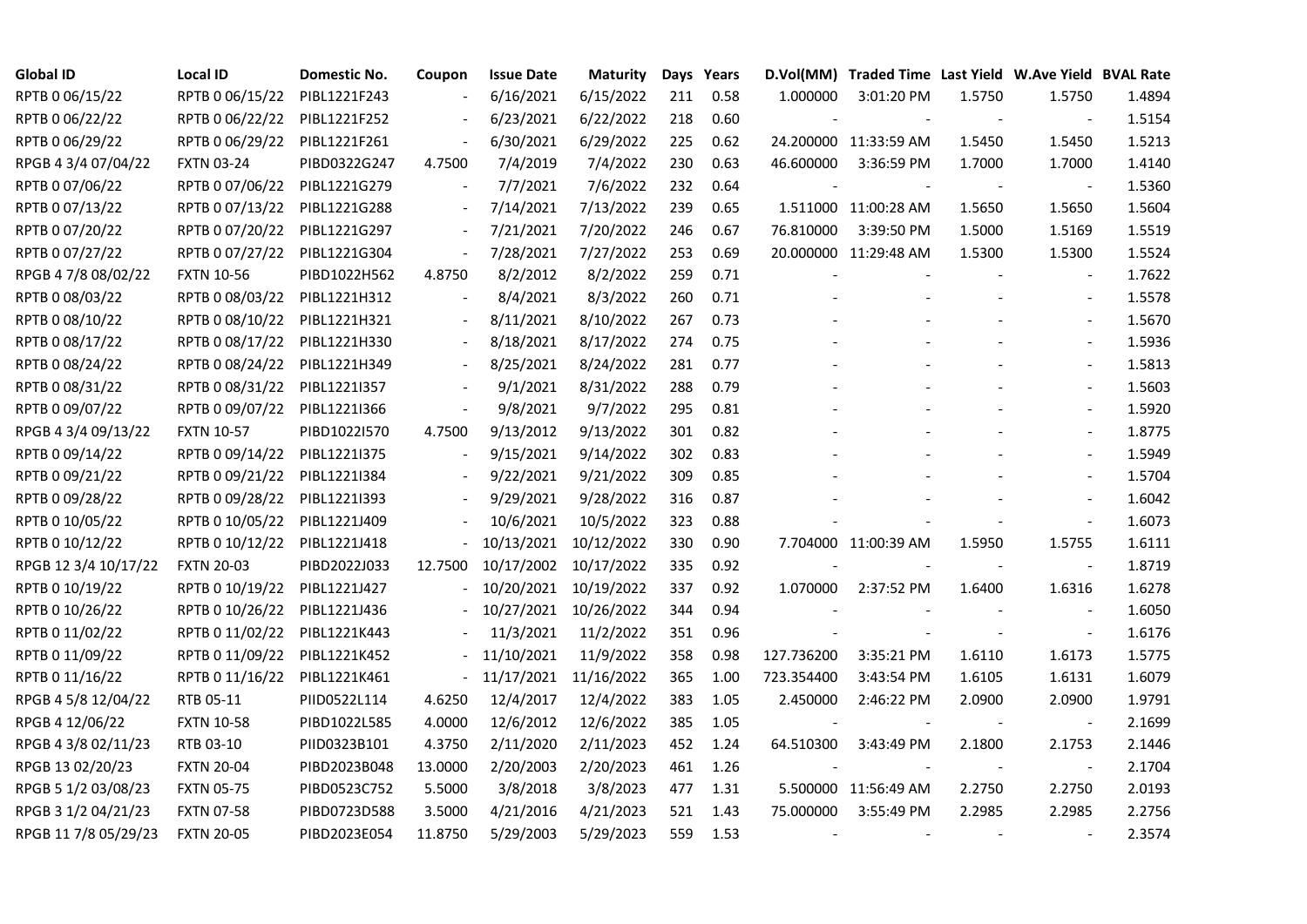| Global ID | Local ID | Domestic No. | Coupon | Issue Date | Maturity | Days | Years | D.Vol(MM) | Traded Time | Last Yield | W.Ave Yield | BVAL Rate |
|---|---|---|---|---|---|---|---|---|---|---|---|---|
| RPTB 0 06/15/22 | RPTB 0 06/15/22 | PIBL1221F243 | - | 6/16/2021 | 6/15/2022 | 211 | 0.58 | 1.000000 | 3:01:20 PM | 1.5750 | 1.5750 | 1.4894 |
| RPTB 0 06/22/22 | RPTB 0 06/22/22 | PIBL1221F252 | - | 6/23/2021 | 6/22/2022 | 218 | 0.60 | - | - | - | - | 1.5154 |
| RPTB 0 06/29/22 | RPTB 0 06/29/22 | PIBL1221F261 | - | 6/30/2021 | 6/29/2022 | 225 | 0.62 | 24.200000 | 11:33:59 AM | 1.5450 | 1.5450 | 1.5213 |
| RPGB 4 3/4 07/04/22 | FXTN 03-24 | PIBD0322G247 | 4.7500 | 7/4/2019 | 7/4/2022 | 230 | 0.63 | 46.600000 | 3:36:59 PM | 1.7000 | 1.7000 | 1.4140 |
| RPTB 0 07/06/22 | RPTB 0 07/06/22 | PIBL1221G279 | - | 7/7/2021 | 7/6/2022 | 232 | 0.64 | - | - | - | - | 1.5360 |
| RPTB 0 07/13/22 | RPTB 0 07/13/22 | PIBL1221G288 | - | 7/14/2021 | 7/13/2022 | 239 | 0.65 | 1.511000 | 11:00:28 AM | 1.5650 | 1.5650 | 1.5604 |
| RPTB 0 07/20/22 | RPTB 0 07/20/22 | PIBL1221G297 | - | 7/21/2021 | 7/20/2022 | 246 | 0.67 | 76.810000 | 3:39:50 PM | 1.5000 | 1.5169 | 1.5519 |
| RPTB 0 07/27/22 | RPTB 0 07/27/22 | PIBL1221G304 | - | 7/28/2021 | 7/27/2022 | 253 | 0.69 | 20.000000 | 11:29:48 AM | 1.5300 | 1.5300 | 1.5524 |
| RPGB 4 7/8 08/02/22 | FXTN 10-56 | PIBD1022H562 | 4.8750 | 8/2/2012 | 8/2/2022 | 259 | 0.71 | - | - | - | - | 1.7622 |
| RPTB 0 08/03/22 | RPTB 0 08/03/22 | PIBL1221H312 | - | 8/4/2021 | 8/3/2022 | 260 | 0.71 | - | - | - | - | 1.5578 |
| RPTB 0 08/10/22 | RPTB 0 08/10/22 | PIBL1221H321 | - | 8/11/2021 | 8/10/2022 | 267 | 0.73 | - | - | - | - | 1.5670 |
| RPTB 0 08/17/22 | RPTB 0 08/17/22 | PIBL1221H330 | - | 8/18/2021 | 8/17/2022 | 274 | 0.75 | - | - | - | - | 1.5936 |
| RPTB 0 08/24/22 | RPTB 0 08/24/22 | PIBL1221H349 | - | 8/25/2021 | 8/24/2022 | 281 | 0.77 | - | - | - | - | 1.5813 |
| RPTB 0 08/31/22 | RPTB 0 08/31/22 | PIBL1221I357 | - | 9/1/2021 | 8/31/2022 | 288 | 0.79 | - | - | - | - | 1.5603 |
| RPTB 0 09/07/22 | RPTB 0 09/07/22 | PIBL1221I366 | - | 9/8/2021 | 9/7/2022 | 295 | 0.81 | - | - | - | - | 1.5920 |
| RPGB 4 3/4 09/13/22 | FXTN 10-57 | PIBD1022I570 | 4.7500 | 9/13/2012 | 9/13/2022 | 301 | 0.82 | - | - | - | - | 1.8775 |
| RPTB 0 09/14/22 | RPTB 0 09/14/22 | PIBL1221I375 | - | 9/15/2021 | 9/14/2022 | 302 | 0.83 | - | - | - | - | 1.5949 |
| RPTB 0 09/21/22 | RPTB 0 09/21/22 | PIBL1221I384 | - | 9/22/2021 | 9/21/2022 | 309 | 0.85 | - | - | - | - | 1.5704 |
| RPTB 0 09/28/22 | RPTB 0 09/28/22 | PIBL1221I393 | - | 9/29/2021 | 9/28/2022 | 316 | 0.87 | - | - | - | - | 1.6042 |
| RPTB 0 10/05/22 | RPTB 0 10/05/22 | PIBL1221J409 | - | 10/6/2021 | 10/5/2022 | 323 | 0.88 | - | - | - | - | 1.6073 |
| RPTB 0 10/12/22 | RPTB 0 10/12/22 | PIBL1221J418 | - | 10/13/2021 | 10/12/2022 | 330 | 0.90 | 7.704000 | 11:00:39 AM | 1.5950 | 1.5755 | 1.6111 |
| RPGB 12 3/4 10/17/22 | FXTN 20-03 | PIBD2022J033 | 12.7500 | 10/17/2002 | 10/17/2022 | 335 | 0.92 | - | - | - | - | 1.8719 |
| RPTB 0 10/19/22 | RPTB 0 10/19/22 | PIBL1221J427 | - | 10/20/2021 | 10/19/2022 | 337 | 0.92 | 1.070000 | 2:37:52 PM | 1.6400 | 1.6316 | 1.6278 |
| RPTB 0 10/26/22 | RPTB 0 10/26/22 | PIBL1221J436 | - | 10/27/2021 | 10/26/2022 | 344 | 0.94 | - | - | - | - | 1.6050 |
| RPTB 0 11/02/22 | RPTB 0 11/02/22 | PIBL1221K443 | - | 11/3/2021 | 11/2/2022 | 351 | 0.96 | - | - | - | - | 1.6176 |
| RPTB 0 11/09/22 | RPTB 0 11/09/22 | PIBL1221K452 | - | 11/10/2021 | 11/9/2022 | 358 | 0.98 | 127.736200 | 3:35:21 PM | 1.6110 | 1.6173 | 1.5775 |
| RPTB 0 11/16/22 | RPTB 0 11/16/22 | PIBL1221K461 | - | 11/17/2021 | 11/16/2022 | 365 | 1.00 | 723.354400 | 3:43:54 PM | 1.6105 | 1.6131 | 1.6079 |
| RPGB 4 5/8 12/04/22 | RTB 05-11 | PIID0522L114 | 4.6250 | 12/4/2017 | 12/4/2022 | 383 | 1.05 | 2.450000 | 2:46:22 PM | 2.0900 | 2.0900 | 1.9791 |
| RPGB 4 12/06/22 | FXTN 10-58 | PIBD1022L585 | 4.0000 | 12/6/2012 | 12/6/2022 | 385 | 1.05 | - | - | - | - | 2.1699 |
| RPGB 4 3/8 02/11/23 | RTB 03-10 | PIID0323B101 | 4.3750 | 2/11/2020 | 2/11/2023 | 452 | 1.24 | 64.510300 | 3:43:49 PM | 2.1800 | 2.1753 | 2.1446 |
| RPGB 13 02/20/23 | FXTN 20-04 | PIBD2023B048 | 13.0000 | 2/20/2003 | 2/20/2023 | 461 | 1.26 | - | - | - | - | 2.1704 |
| RPGB 5 1/2 03/08/23 | FXTN 05-75 | PIBD0523C752 | 5.5000 | 3/8/2018 | 3/8/2023 | 477 | 1.31 | 5.500000 | 11:56:49 AM | 2.2750 | 2.2750 | 2.0193 |
| RPGB 3 1/2 04/21/23 | FXTN 07-58 | PIBD0723D588 | 3.5000 | 4/21/2016 | 4/21/2023 | 521 | 1.43 | 75.000000 | 3:55:49 PM | 2.2985 | 2.2985 | 2.2756 |
| RPGB 11 7/8 05/29/23 | FXTN 20-05 | PIBD2023E054 | 11.8750 | 5/29/2003 | 5/29/2023 | 559 | 1.53 | - | - | - | - | 2.3574 |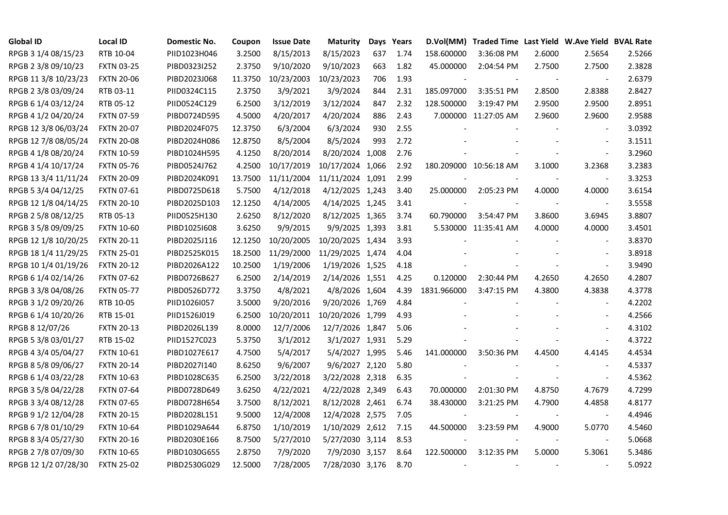| Global ID | Local ID | Domestic No. | Coupon | Issue Date | Maturity | Days | Years | D.Vol(MM) | Traded Time | Last Yield | W.Ave Yield | BVAL Rate |
|---|---|---|---|---|---|---|---|---|---|---|---|---|
| RPGB 3 1/4 08/15/23 | RTB 10-04 | PIID1023H046 | 3.2500 | 8/15/2013 | 8/15/2023 | 637 | 1.74 | 158.600000 | 3:36:08 PM | 2.6000 | 2.5654 | 2.5266 |
| RPGB 2 3/8 09/10/23 | FXTN 03-25 | PIBD0323I252 | 2.3750 | 9/10/2020 | 9/10/2023 | 663 | 1.82 | 45.000000 | 2:04:54 PM | 2.7500 | 2.7500 | 2.3828 |
| RPGB 11 3/8 10/23/23 | FXTN 20-06 | PIBD2023J068 | 11.3750 | 10/23/2003 | 10/23/2023 | 706 | 1.93 | - | - | - | - | 2.6379 |
| RPGB 2 3/8 03/09/24 | RTB 03-11 | PIID0324C115 | 2.3750 | 3/9/2021 | 3/9/2024 | 844 | 2.31 | 185.097000 | 3:35:51 PM | 2.8500 | 2.8388 | 2.8427 |
| RPGB 6 1/4 03/12/24 | RTB 05-12 | PIID0524C129 | 6.2500 | 3/12/2019 | 3/12/2024 | 847 | 2.32 | 128.500000 | 3:19:47 PM | 2.9500 | 2.9500 | 2.8951 |
| RPGB 4 1/2 04/20/24 | FXTN 07-59 | PIBD0724D595 | 4.5000 | 4/20/2017 | 4/20/2024 | 886 | 2.43 | 7.000000 | 11:27:05 AM | 2.9600 | 2.9600 | 2.9588 |
| RPGB 12 3/8 06/03/24 | FXTN 20-07 | PIBD2024F075 | 12.3750 | 6/3/2004 | 6/3/2024 | 930 | 2.55 | - | - | - | - | 3.0392 |
| RPGB 12 7/8 08/05/24 | FXTN 20-08 | PIBD2024H086 | 12.8750 | 8/5/2004 | 8/5/2024 | 993 | 2.72 | - | - | - | - | 3.1511 |
| RPGB 4 1/8 08/20/24 | FXTN 10-59 | PIBD1024H595 | 4.1250 | 8/20/2014 | 8/20/2024 | 1,008 | 2.76 | - | - | - | - | 3.2960 |
| RPGB 4 1/4 10/17/24 | FXTN 05-76 | PIBD0524J762 | 4.2500 | 10/17/2019 | 10/17/2024 | 1,066 | 2.92 | 180.209000 | 10:56:18 AM | 3.1000 | 3.2368 | 3.2383 |
| RPGB 13 3/4 11/11/24 | FXTN 20-09 | PIBD2024K091 | 13.7500 | 11/11/2004 | 11/11/2024 | 1,091 | 2.99 | - | - | - | - | 3.3253 |
| RPGB 5 3/4 04/12/25 | FXTN 07-61 | PIBD0725D618 | 5.7500 | 4/12/2018 | 4/12/2025 | 1,243 | 3.40 | 25.000000 | 2:05:23 PM | 4.0000 | 4.0000 | 3.6154 |
| RPGB 12 1/8 04/14/25 | FXTN 20-10 | PIBD2025D103 | 12.1250 | 4/14/2005 | 4/14/2025 | 1,245 | 3.41 | - | - | - | - | 3.5558 |
| RPGB 2 5/8 08/12/25 | RTB 05-13 | PIID0525H130 | 2.6250 | 8/12/2020 | 8/12/2025 | 1,365 | 3.74 | 60.790000 | 3:54:47 PM | 3.8600 | 3.6945 | 3.8807 |
| RPGB 3 5/8 09/09/25 | FXTN 10-60 | PIBD1025I608 | 3.6250 | 9/9/2015 | 9/9/2025 | 1,393 | 3.81 | 5.530000 | 11:35:41 AM | 4.0000 | 4.0000 | 3.4501 |
| RPGB 12 1/8 10/20/25 | FXTN 20-11 | PIBD2025J116 | 12.1250 | 10/20/2005 | 10/20/2025 | 1,434 | 3.93 | - | - | - | - | 3.8370 |
| RPGB 18 1/4 11/29/25 | FXTN 25-01 | PIBD2525K015 | 18.2500 | 11/29/2000 | 11/29/2025 | 1,474 | 4.04 | - | - | - | - | 3.8918 |
| RPGB 10 1/4 01/19/26 | FXTN 20-12 | PIBD2026A122 | 10.2500 | 1/19/2006 | 1/19/2026 | 1,525 | 4.18 | - | - | - | - | 3.9490 |
| RPGB 6 1/4 02/14/26 | FXTN 07-62 | PIBD0726B627 | 6.2500 | 2/14/2019 | 2/14/2026 | 1,551 | 4.25 | 0.120000 | 2:30:44 PM | 4.2650 | 4.2650 | 4.2807 |
| RPGB 3 3/8 04/08/26 | FXTN 05-77 | PIBD0526D772 | 3.3750 | 4/8/2021 | 4/8/2026 | 1,604 | 4.39 | 1831.966000 | 3:47:15 PM | 4.3800 | 4.3838 | 4.3778 |
| RPGB 3 1/2 09/20/26 | RTB 10-05 | PIID1026I057 | 3.5000 | 9/20/2016 | 9/20/2026 | 1,769 | 4.84 | - | - | - | - | 4.2202 |
| RPGB 6 1/4 10/20/26 | RTB 15-01 | PIID1526J019 | 6.2500 | 10/20/2011 | 10/20/2026 | 1,799 | 4.93 | - | - | - | - | 4.2566 |
| RPGB 8 12/07/26 | FXTN 20-13 | PIBD2026L139 | 8.0000 | 12/7/2006 | 12/7/2026 | 1,847 | 5.06 | - | - | - | - | 4.3102 |
| RPGB 5 3/8 03/01/27 | RTB 15-02 | PIID1527C023 | 5.3750 | 3/1/2012 | 3/1/2027 | 1,931 | 5.29 | - | - | - | - | 4.3722 |
| RPGB 4 3/4 05/04/27 | FXTN 10-61 | PIBD1027E617 | 4.7500 | 5/4/2017 | 5/4/2027 | 1,995 | 5.46 | 141.000000 | 3:50:36 PM | 4.4500 | 4.4145 | 4.4534 |
| RPGB 8 5/8 09/06/27 | FXTN 20-14 | PIBD2027I140 | 8.6250 | 9/6/2007 | 9/6/2027 | 2,120 | 5.80 | - | - | - | - | 4.5337 |
| RPGB 6 1/4 03/22/28 | FXTN 10-63 | PIBD1028C635 | 6.2500 | 3/22/2018 | 3/22/2028 | 2,318 | 6.35 | - | - | - | - | 4.5362 |
| RPGB 3 5/8 04/22/28 | FXTN 07-64 | PIBD0728D649 | 3.6250 | 4/22/2021 | 4/22/2028 | 2,349 | 6.43 | 70.000000 | 2:01:30 PM | 4.8750 | 4.7679 | 4.7299 |
| RPGB 3 3/4 08/12/28 | FXTN 07-65 | PIBD0728H654 | 3.7500 | 8/12/2021 | 8/12/2028 | 2,461 | 6.74 | 38.430000 | 3:21:25 PM | 4.7900 | 4.4858 | 4.8177 |
| RPGB 9 1/2 12/04/28 | FXTN 20-15 | PIBD2028L151 | 9.5000 | 12/4/2008 | 12/4/2028 | 2,575 | 7.05 | - | - | - | - | 4.4946 |
| RPGB 6 7/8 01/10/29 | FXTN 10-64 | PIBD1029A644 | 6.8750 | 1/10/2019 | 1/10/2029 | 2,612 | 7.15 | 44.500000 | 3:23:59 PM | 4.9000 | 5.0770 | 4.5460 |
| RPGB 8 3/4 05/27/30 | FXTN 20-16 | PIBD2030E166 | 8.7500 | 5/27/2010 | 5/27/2030 | 3,114 | 8.53 | - | - | - | - | 5.0668 |
| RPGB 2 7/8 07/09/30 | FXTN 10-65 | PIBD1030G655 | 2.8750 | 7/9/2020 | 7/9/2030 | 3,157 | 8.64 | 122.500000 | 3:12:35 PM | 5.0000 | 5.3061 | 5.3486 |
| RPGB 12 1/2 07/28/30 | FXTN 25-02 | PIBD2530G029 | 12.5000 | 7/28/2005 | 7/28/2030 | 3,176 | 8.70 | - | - | - | - | 5.0922 |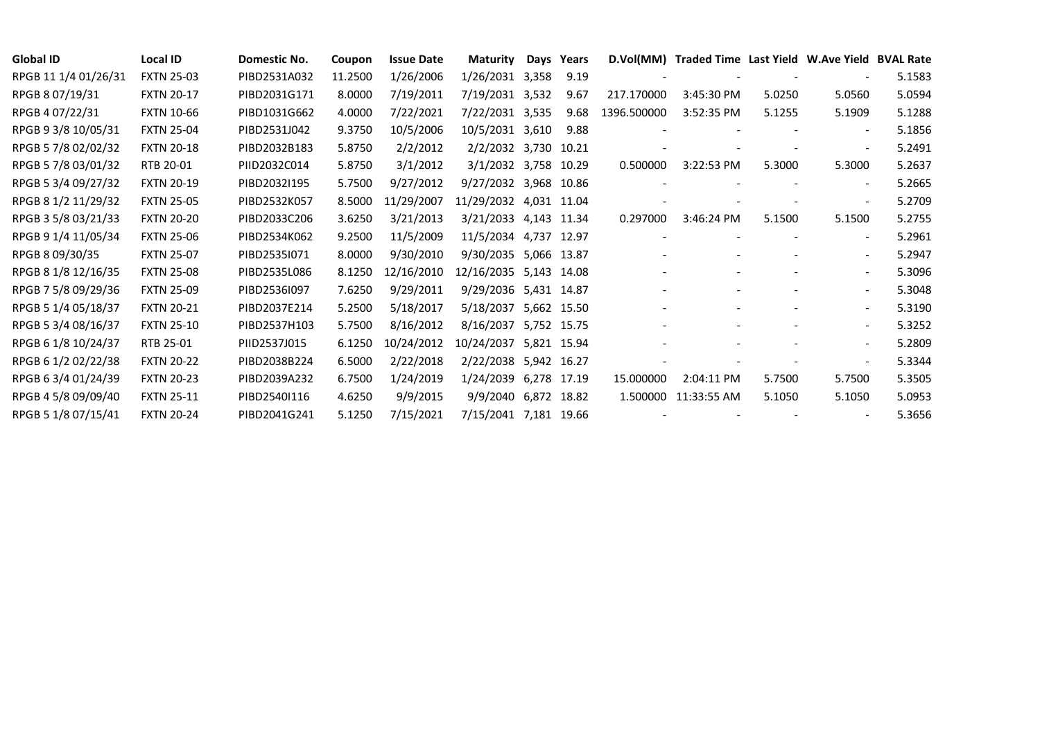| Global ID | Local ID | Domestic No. | Coupon | Issue Date | Maturity | Days | Years | D.Vol(MM) | Traded Time | Last Yield | W.Ave Yield | BVAL Rate |
|---|---|---|---|---|---|---|---|---|---|---|---|---|
| RPGB 11 1/4 01/26/31 | FXTN 25-03 | PIBD2531A032 | 11.2500 | 1/26/2006 | 1/26/2031 | 3,358 | 9.19 | - | - | - | - | 5.1583 |
| RPGB 8 07/19/31 | FXTN 20-17 | PIBD2031G171 | 8.0000 | 7/19/2011 | 7/19/2031 | 3,532 | 9.67 | 217.170000 | 3:45:30 PM | 5.0250 | 5.0560 | 5.0594 |
| RPGB 4 07/22/31 | FXTN 10-66 | PIBD1031G662 | 4.0000 | 7/22/2021 | 7/22/2031 | 3,535 | 9.68 | 1396.500000 | 3:52:35 PM | 5.1255 | 5.1909 | 5.1288 |
| RPGB 9 3/8 10/05/31 | FXTN 25-04 | PIBD2531J042 | 9.3750 | 10/5/2006 | 10/5/2031 | 3,610 | 9.88 | - | - | - | - | 5.1856 |
| RPGB 5 7/8 02/02/32 | FXTN 20-18 | PIBD2032B183 | 5.8750 | 2/2/2012 | 2/2/2032 | 3,730 | 10.21 | - | - | - | - | 5.2491 |
| RPGB 5 7/8 03/01/32 | RTB 20-01 | PIID2032C014 | 5.8750 | 3/1/2012 | 3/1/2032 | 3,758 | 10.29 | 0.500000 | 3:22:53 PM | 5.3000 | 5.3000 | 5.2637 |
| RPGB 5 3/4 09/27/32 | FXTN 20-19 | PIBD2032I195 | 5.7500 | 9/27/2012 | 9/27/2032 | 3,968 | 10.86 | - | - | - | - | 5.2665 |
| RPGB 8 1/2 11/29/32 | FXTN 25-05 | PIBD2532K057 | 8.5000 | 11/29/2007 | 11/29/2032 | 4,031 | 11.04 | - | - | - | - | 5.2709 |
| RPGB 3 5/8 03/21/33 | FXTN 20-20 | PIBD2033C206 | 3.6250 | 3/21/2013 | 3/21/2033 | 4,143 | 11.34 | 0.297000 | 3:46:24 PM | 5.1500 | 5.1500 | 5.2755 |
| RPGB 9 1/4 11/05/34 | FXTN 25-06 | PIBD2534K062 | 9.2500 | 11/5/2009 | 11/5/2034 | 4,737 | 12.97 | - | - | - | - | 5.2961 |
| RPGB 8 09/30/35 | FXTN 25-07 | PIBD2535I071 | 8.0000 | 9/30/2010 | 9/30/2035 | 5,066 | 13.87 | - | - | - | - | 5.2947 |
| RPGB 8 1/8 12/16/35 | FXTN 25-08 | PIBD2535L086 | 8.1250 | 12/16/2010 | 12/16/2035 | 5,143 | 14.08 | - | - | - | - | 5.3096 |
| RPGB 7 5/8 09/29/36 | FXTN 25-09 | PIBD2536I097 | 7.6250 | 9/29/2011 | 9/29/2036 | 5,431 | 14.87 | - | - | - | - | 5.3048 |
| RPGB 5 1/4 05/18/37 | FXTN 20-21 | PIBD2037E214 | 5.2500 | 5/18/2017 | 5/18/2037 | 5,662 | 15.50 | - | - | - | - | 5.3190 |
| RPGB 5 3/4 08/16/37 | FXTN 25-10 | PIBD2537H103 | 5.7500 | 8/16/2012 | 8/16/2037 | 5,752 | 15.75 | - | - | - | - | 5.3252 |
| RPGB 6 1/8 10/24/37 | RTB 25-01 | PIID2537J015 | 6.1250 | 10/24/2012 | 10/24/2037 | 5,821 | 15.94 | - | - | - | - | 5.2809 |
| RPGB 6 1/2 02/22/38 | FXTN 20-22 | PIBD2038B224 | 6.5000 | 2/22/2018 | 2/22/2038 | 5,942 | 16.27 | - | - | - | - | 5.3344 |
| RPGB 6 3/4 01/24/39 | FXTN 20-23 | PIBD2039A232 | 6.7500 | 1/24/2019 | 1/24/2039 | 6,278 | 17.19 | 15.000000 | 2:04:11 PM | 5.7500 | 5.7500 | 5.3505 |
| RPGB 4 5/8 09/09/40 | FXTN 25-11 | PIBD2540I116 | 4.6250 | 9/9/2015 | 9/9/2040 | 6,872 | 18.82 | 1.500000 | 11:33:55 AM | 5.1050 | 5.1050 | 5.0953 |
| RPGB 5 1/8 07/15/41 | FXTN 20-24 | PIBD2041G241 | 5.1250 | 7/15/2021 | 7/15/2041 | 7,181 | 19.66 | - | - | - | - | 5.3656 |